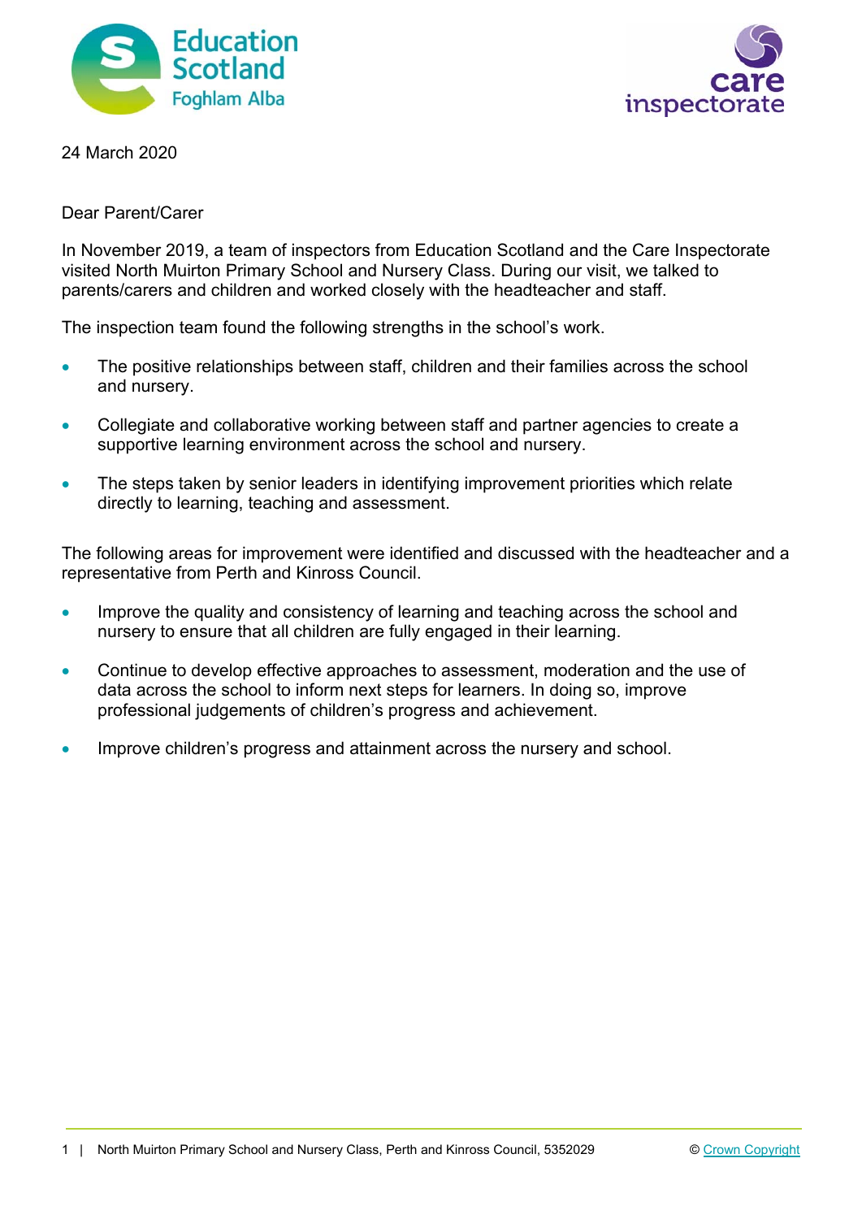24 March 2020

Dear Parent/Carer

In November 2019, a team of inspectors from Education Scotland and the Care Inspectorate visited North Muirton Primary School and Nursery Class. During our visit, we talked to parents/carers and children and worked closely with the headteacher and staff.

The inspection team found the following strengths in the school's work.

- The positive relationships between staff, children and their families across the school and nursery.
- Collegiate and collaborative working between staff and partner agencies to create a supportive learning environment across the school and nursery.
- The steps taken by senior leaders in identifying improvement priorities which relate directly to learning, teaching and assessment.

The following areas for improvement were identified and discussed with the headteacher and a representative from Perth and Kinross Council.

- Improve the quality and consistency of learning and teaching across the school and nursery to ensure that all children are fully engaged in their learning.
- Continue to develop effective approaches to assessment, moderation and the use of data across the school to inform next steps for learners. In doing so, improve professional judgements of children's progress and achievement.
- Improve children's progress and attainment across the nursery and school.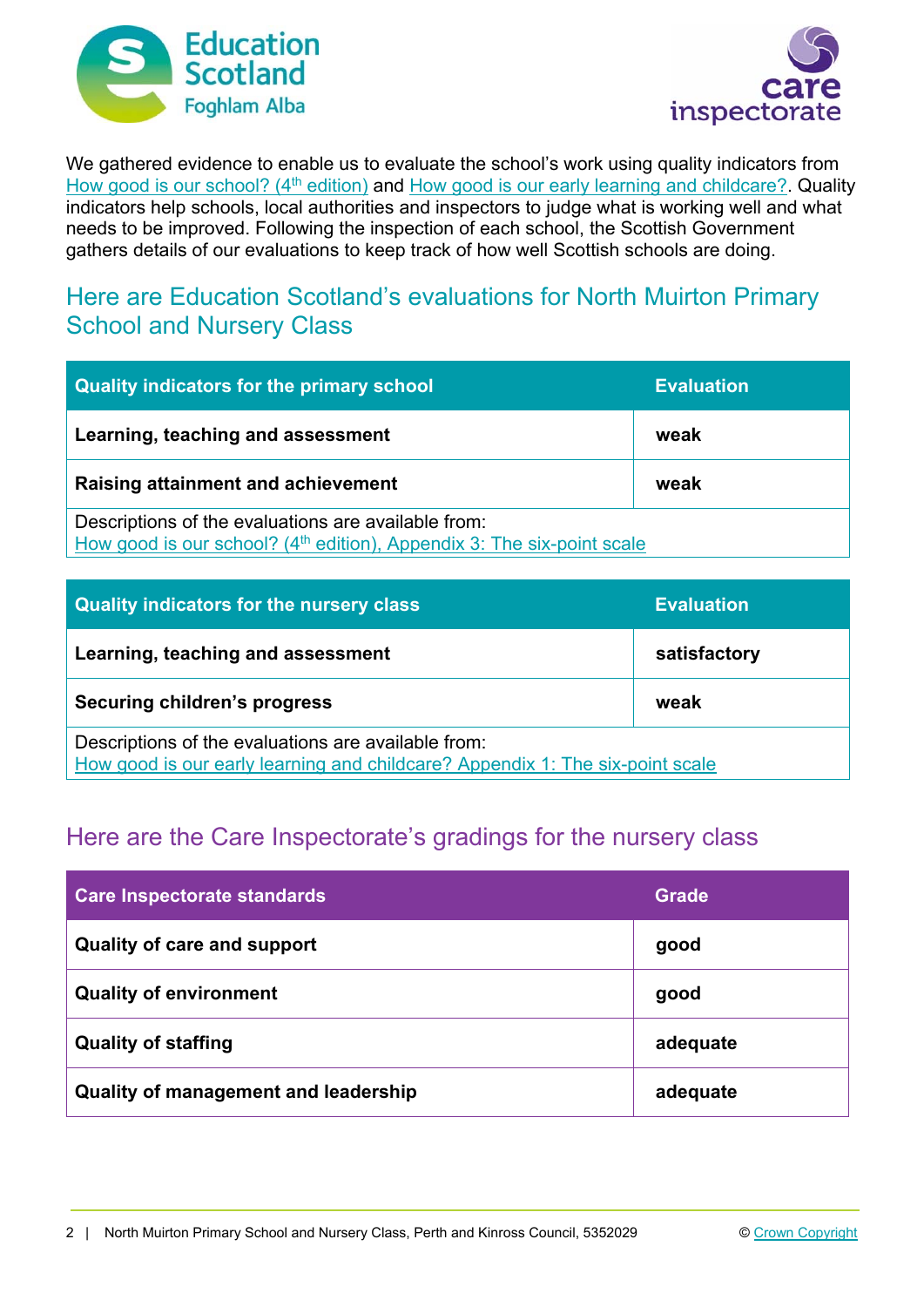We gathered evidence to enable us to evaluate the school's work using quality indicators from How good is our school? (4th edition) and How good is our early learning and childcare?. Quality indicators help schools, local authorities and inspectors to judge what is working well and what needs to be improved. Following the inspection of each school, the Scottish Government gathers details of our evaluations to keep track of how well Scottish schools are doing.

## Here are Education Scotland's evaluations for North Muirton Primary School and Nursery Class

| Quality indicators for the primary school | Evaluation |
|---|---|
| **Learning, teaching and assessment** | **weak** |
| **Raising attainment and achievement** | **weak** |
| Descriptions of the evaluations are available from: How good is our school? (4th edition), Appendix 3: The six-point scale | |

| Quality indicators for the nursery class | Evaluation |
|---|---|
| **Learning, teaching and assessment** | **satisfactory** |
| **Securing children's progress** | **weak** |
| Descriptions of the evaluations are available from: How good is our early learning and childcare? Appendix 1: The six-point scale | |

## Here are the Care Inspectorate's gradings for the nursery class

| Care Inspectorate standards | Grade |
|---|---|
| **Quality of care and support** | **good** |
| **Quality of environment** | **good** |
| **Quality of staffing** | **adequate** |
| **Quality of management and leadership** | **adequate** |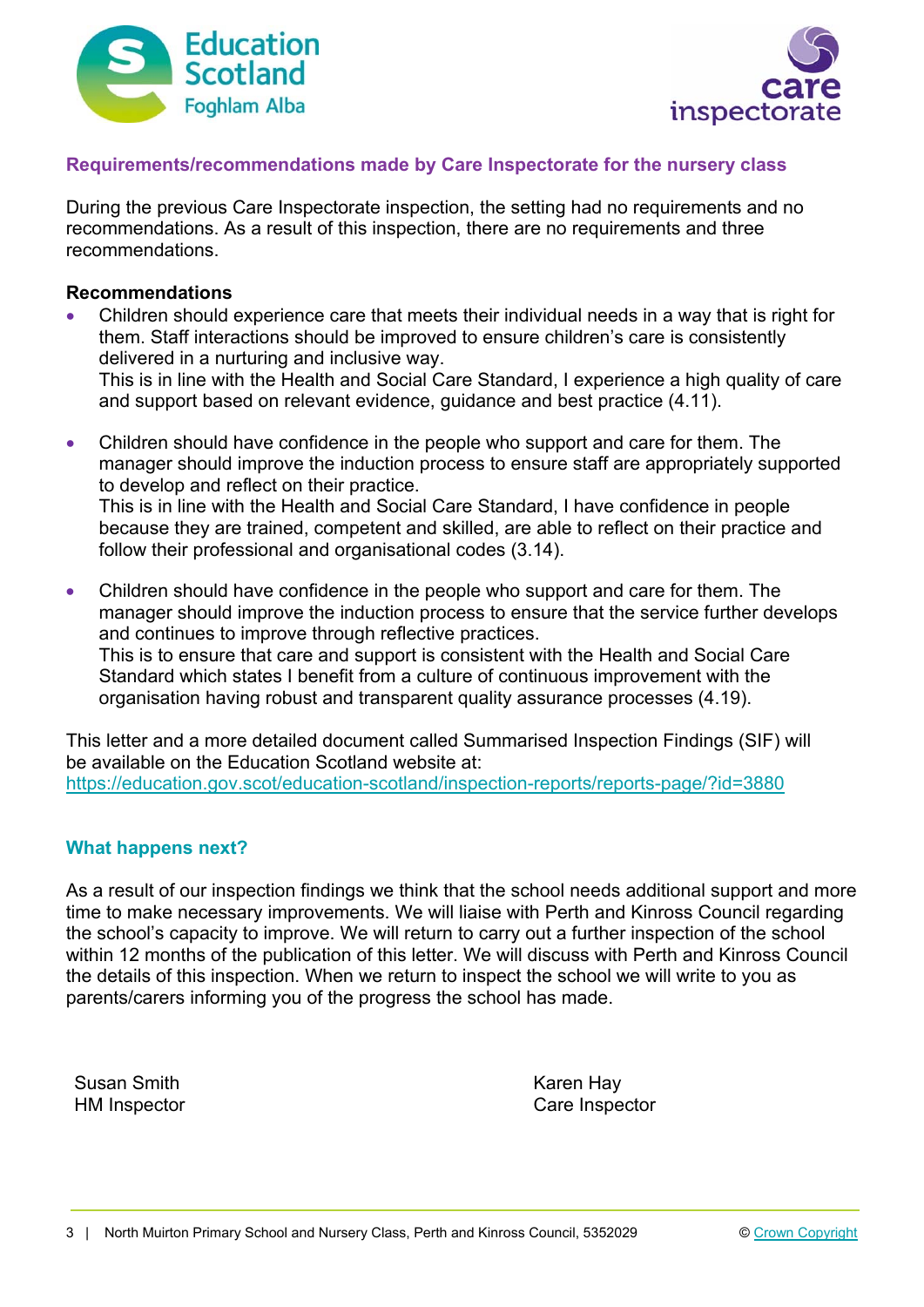## Requirements/recommendations made by Care Inspectorate for the nursery class

During the previous Care Inspectorate inspection, the setting had no requirements and no recommendations. As a result of this inspection, there are no requirements and three recommendations.

**Recommendations**

- Children should experience care that meets their individual needs in a way that is right for them. Staff interactions should be improved to ensure children's care is consistently delivered in a nurturing and inclusive way.
  This is in line with the Health and Social Care Standard, I experience a high quality of care and support based on relevant evidence, guidance and best practice (4.11).

- Children should have confidence in the people who support and care for them. The manager should improve the induction process to ensure staff are appropriately supported to develop and reflect on their practice.
  This is in line with the Health and Social Care Standard, I have confidence in people because they are trained, competent and skilled, are able to reflect on their practice and follow their professional and organisational codes (3.14).

- Children should have confidence in the people who support and care for them. The manager should improve the induction process to ensure that the service further develops and continues to improve through reflective practices.
  This is to ensure that care and support is consistent with the Health and Social Care Standard which states I benefit from a culture of continuous improvement with the organisation having robust and transparent quality assurance processes (4.19).

This letter and a more detailed document called Summarised Inspection Findings (SIF) will be available on the Education Scotland website at:
https://education.gov.scot/education-scotland/inspection-reports/reports-page/?id=3880

## What happens next?

As a result of our inspection findings we think that the school needs additional support and more time to make necessary improvements. We will liaise with Perth and Kinross Council regarding the school's capacity to improve. We will return to carry out a further inspection of the school within 12 months of the publication of this letter. We will discuss with Perth and Kinross Council the details of this inspection. When we return to inspect the school we will write to you as parents/carers informing you of the progress the school has made.

Susan Smith
HM Inspector

Karen Hay
Care Inspector